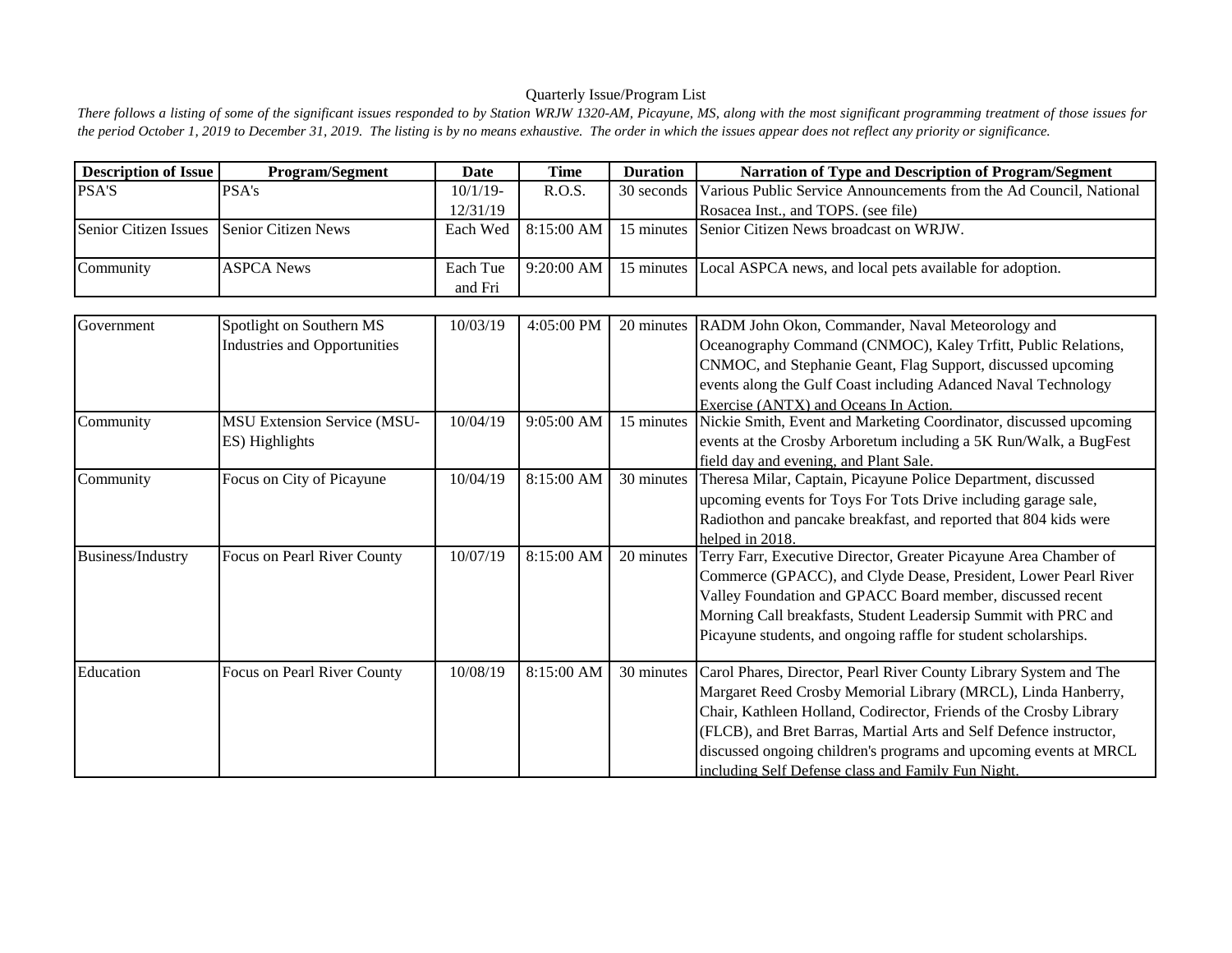Quarterly Issue/Program List

*There follows a listing of some of the significant issues responded to by Station WRJW 1320-AM, Picayune, MS, along with the most significant programming treatment of those issues for the period October 1, 2019 to December 31, 2019. The listing is by no means exhaustive. The order in which the issues appear does not reflect any priority or significance.*

| Description of Issue | Program/Segment | Date | Time | Duration | Narration of Type and Description of Program/Segment |
|---|---|---|---|---|---|
| PSA'S | PSA's | 10/1/19-12/31/19 | R.O.S. | 30 seconds | Various Public Service Announcements from the Ad Council, National Rosacea Inst., and TOPS. (see file) |
| Senior Citizen Issues | Senior Citizen News | Each Wed | 8:15:00 AM | 15 minutes | Senior Citizen News broadcast on WRJW. |
| Community | ASPCA News | Each Tue and Fri | 9:20:00 AM | 15 minutes | Local ASPCA news, and local pets available for adoption. |
| Government | Spotlight on Southern MS Industries and Opportunities | 10/03/19 | 4:05:00 PM | 20 minutes | RADM John Okon, Commander, Naval Meteorology and Oceanography Command (CNMOC), Kaley Trfitt, Public Relations, CNMOC, and Stephanie Geant, Flag Support, discussed upcoming events along the Gulf Coast including Adanced Naval Technology Exercise (ANTX) and Oceans In Action. |
| Community | MSU Extension Service (MSU-ES) Highlights | 10/04/19 | 9:05:00 AM | 15 minutes | Nickie Smith, Event and Marketing Coordinator, discussed upcoming events at the Crosby Arboretum including a 5K Run/Walk, a BugFest field day and evening, and Plant Sale. |
| Community | Focus on City of Picayune | 10/04/19 | 8:15:00 AM | 30 minutes | Theresa Milar, Captain, Picayune Police Department, discussed upcoming events for Toys For Tots Drive including garage sale, Radiothon and pancake breakfast, and reported that 804 kids were helped in 2018. |
| Business/Industry | Focus on Pearl River County | 10/07/19 | 8:15:00 AM | 20 minutes | Terry Farr, Executive Director, Greater Picayune Area Chamber of Commerce (GPACC), and Clyde Dease, President, Lower Pearl River Valley Foundation and GPACC Board member, discussed recent Morning Call breakfasts, Student Leadersip Summit with PRC and Picayune students, and ongoing raffle for student scholarships. |
| Education | Focus on Pearl River County | 10/08/19 | 8:15:00 AM | 30 minutes | Carol Phares, Director, Pearl River County Library System and The Margaret Reed Crosby Memorial Library (MRCL), Linda Hanberry, Chair, Kathleen Holland, Codirector, Friends of the Crosby Library (FLCB), and Bret Barras, Martial Arts and Self Defence instructor, discussed ongoing children's programs and upcoming events at MRCL including Self Defense class and Family Fun Night. |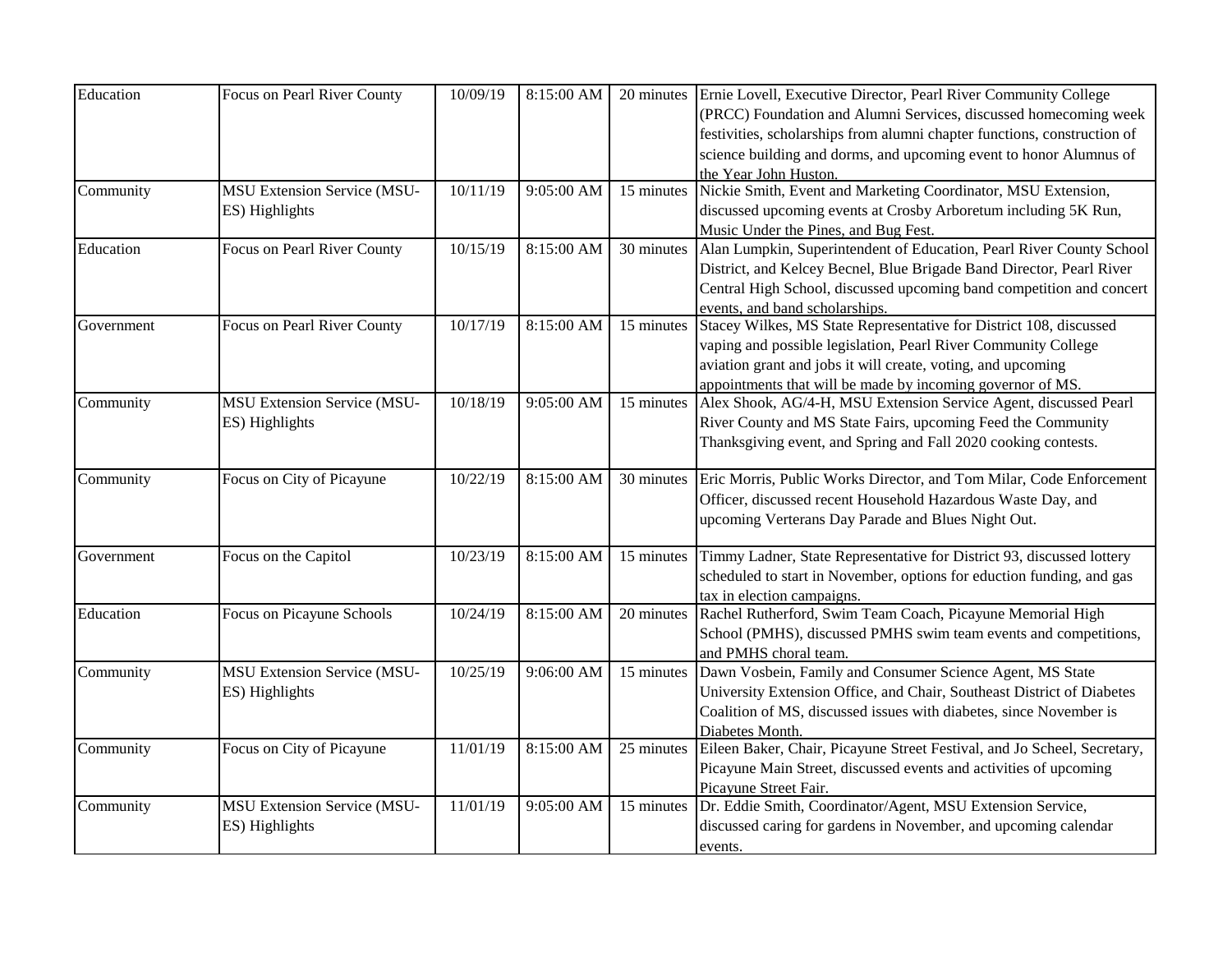| Education | Focus on Pearl River County | 10/09/19 | 8:15:00 AM | 20 minutes | Ernie Lovell, Executive Director, Pearl River Community College (PRCC) Foundation and Alumni Services, discussed homecoming week festivities, scholarships from alumni chapter functions, construction of science building and dorms, and upcoming event to honor Alumnus of the Year John Huston. |
|---|---|---|---|---|---|
| Community | MSU Extension Service (MSU-ES) Highlights | 10/11/19 | 9:05:00 AM | 15 minutes | Nickie Smith, Event and Marketing Coordinator, MSU Extension, discussed upcoming events at Crosby Arboretum including 5K Run, Music Under the Pines, and Bug Fest. |
| Education | Focus on Pearl River County | 10/15/19 | 8:15:00 AM | 30 minutes | Alan Lumpkin, Superintendent of Education, Pearl River County School District, and Kelcey Becnel, Blue Brigade Band Director, Pearl River Central High School, discussed upcoming band competition and concert events, and band scholarships. |
| Government | Focus on Pearl River County | 10/17/19 | 8:15:00 AM | 15 minutes | Stacey Wilkes, MS State Representative for District 108, discussed vaping and possible legislation, Pearl River Community College aviation grant and jobs it will create, voting, and upcoming appointments that will be made by incoming governor of MS. |
| Community | MSU Extension Service (MSU-ES) Highlights | 10/18/19 | 9:05:00 AM | 15 minutes | Alex Shook, AG/4-H, MSU Extension Service Agent, discussed Pearl River County and MS State Fairs, upcoming Feed the Community Thanksgiving event, and Spring and Fall 2020 cooking contests. |
| Community | Focus on City of Picayune | 10/22/19 | 8:15:00 AM | 30 minutes | Eric Morris, Public Works Director, and Tom Milar, Code Enforcement Officer, discussed recent Household Hazardous Waste Day, and upcoming Verterans Day Parade and Blues Night Out. |
| Government | Focus on the Capitol | 10/23/19 | 8:15:00 AM | 15 minutes | Timmy Ladner, State Representative for District 93, discussed lottery scheduled to start in November, options for eduction funding, and gas tax in election campaigns. |
| Education | Focus on Picayune Schools | 10/24/19 | 8:15:00 AM | 20 minutes | Rachel Rutherford, Swim Team Coach, Picayune Memorial High School (PMHS), discussed PMHS swim team events and competitions, and PMHS choral team. |
| Community | MSU Extension Service (MSU-ES) Highlights | 10/25/19 | 9:06:00 AM | 15 minutes | Dawn Vosbein, Family and Consumer Science Agent, MS State University Extension Office, and Chair, Southeast District of Diabetes Coalition of MS, discussed issues with diabetes, since November is Diabetes Month. |
| Community | Focus on City of Picayune | 11/01/19 | 8:15:00 AM | 25 minutes | Eileen Baker, Chair, Picayune Street Festival, and Jo Scheel, Secretary, Picayune Main Street, discussed events and activities of upcoming Picayune Street Fair. |
| Community | MSU Extension Service (MSU-ES) Highlights | 11/01/19 | 9:05:00 AM | 15 minutes | Dr. Eddie Smith, Coordinator/Agent, MSU Extension Service, discussed caring for gardens in November, and upcoming calendar events. |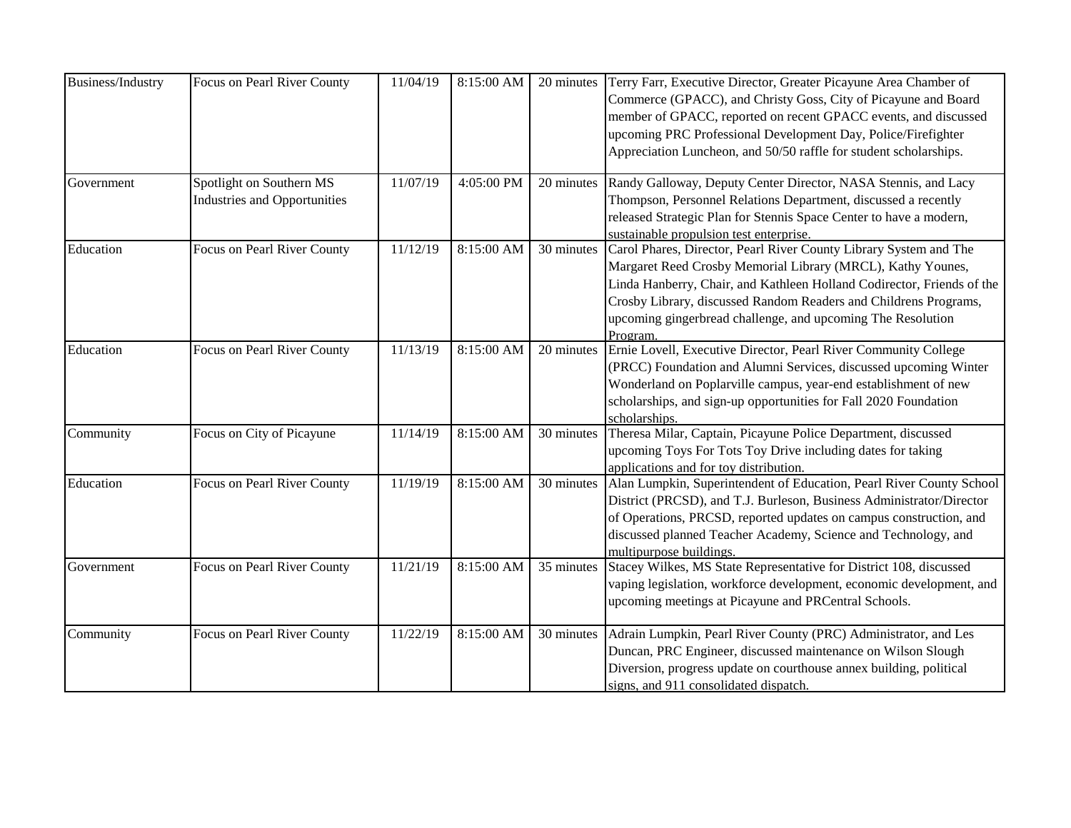| Business/Industry | Focus on Pearl River County | 11/04/19 | 8:15:00 AM | 20 minutes | Terry Farr, Executive Director, Greater Picayune Area Chamber of Commerce (GPACC), and Christy Goss, City of Picayune and Board member of GPACC, reported on recent GPACC events, and discussed upcoming PRC Professional Development Day, Police/Firefighter Appreciation Luncheon, and 50/50 raffle for student scholarships. |
|---|---|---|---|---|---|
| Government | Spotlight on Southern MS Industries and Opportunities | 11/07/19 | 4:05:00 PM | 20 minutes | Randy Galloway, Deputy Center Director, NASA Stennis, and Lacy Thompson, Personnel Relations Department, discussed a recently released Strategic Plan for Stennis Space Center to have a modern, sustainable propulsion test enterprise. |
| Education | Focus on Pearl River County | 11/12/19 | 8:15:00 AM | 30 minutes | Carol Phares, Director, Pearl River County Library System and The Margaret Reed Crosby Memorial Library (MRCL), Kathy Younes, Linda Hanberry, Chair, and Kathleen Holland Codirector, Friends of the Crosby Library, discussed Random Readers and Childrens Programs, upcoming gingerbread challenge, and upcoming The Resolution Program. |
| Education | Focus on Pearl River County | 11/13/19 | 8:15:00 AM | 20 minutes | Ernie Lovell, Executive Director, Pearl River Community College (PRCC) Foundation and Alumni Services, discussed upcoming Winter Wonderland on Poplarville campus, year-end establishment of new scholarships, and sign-up opportunities for Fall 2020 Foundation scholarships. |
| Community | Focus on City of Picayune | 11/14/19 | 8:15:00 AM | 30 minutes | Theresa Milar, Captain, Picayune Police Department, discussed upcoming Toys For Tots Toy Drive including dates for taking applications and for toy distribution. |
| Education | Focus on Pearl River County | 11/19/19 | 8:15:00 AM | 30 minutes | Alan Lumpkin, Superintendent of Education, Pearl River County School District (PRCSD), and T.J. Burleson, Business Administrator/Director of Operations, PRCSD, reported updates on campus construction, and discussed planned Teacher Academy, Science and Technology, and multipurpose buildings. |
| Government | Focus on Pearl River County | 11/21/19 | 8:15:00 AM | 35 minutes | Stacey Wilkes, MS State Representative for District 108, discussed vaping legislation, workforce development, economic development, and upcoming meetings at Picayune and PRCentral Schools. |
| Community | Focus on Pearl River County | 11/22/19 | 8:15:00 AM | 30 minutes | Adrain Lumpkin, Pearl River County (PRC) Administrator, and Les Duncan, PRC Engineer, discussed maintenance on Wilson Slough Diversion, progress update on courthouse annex building, political signs, and 911 consolidated dispatch. |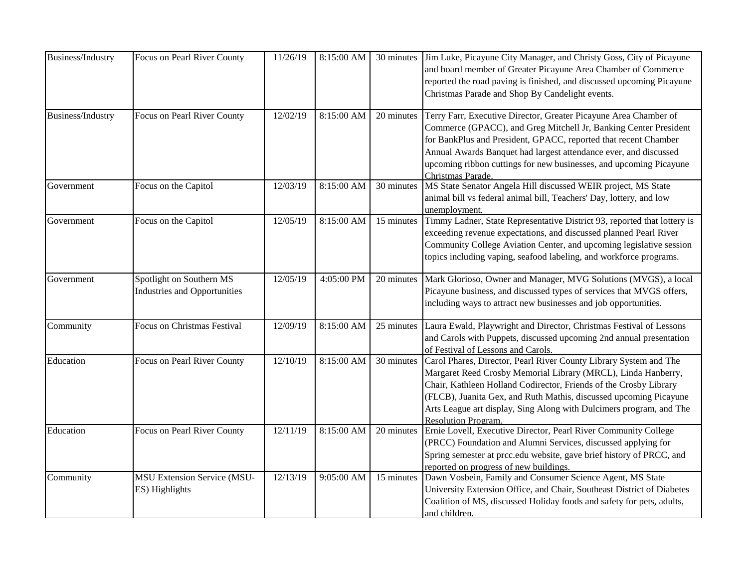| Business/Industry | Focus on Pearl River County | 11/26/19 | 8:15:00 AM | 30 minutes | Jim Luke, Picayune City Manager, and Christy Goss, City of Picayune and board member of Greater Picayune Area Chamber of Commerce reported the road paving is finished, and discussed upcoming Picayune Christmas Parade and Shop By Candelight events. |
|---|---|---|---|---|---|
| Business/Industry | Focus on Pearl River County | 12/02/19 | 8:15:00 AM | 20 minutes | Terry Farr, Executive Director, Greater Picayune Area Chamber of Commerce (GPACC), and Greg Mitchell Jr, Banking Center President for BankPlus and President, GPACC, reported that recent Chamber Annual Awards Banquet had largest attendance ever, and discussed upcoming ribbon cuttings for new businesses, and upcoming Picayune Christmas Parade. |
| Government | Focus on the Capitol | 12/03/19 | 8:15:00 AM | 30 minutes | MS State Senator Angela Hill discussed WEIR project, MS State animal bill vs federal animal bill, Teachers' Day, lottery, and low unemployment. |
| Government | Focus on the Capitol | 12/05/19 | 8:15:00 AM | 15 minutes | Timmy Ladner, State Representative District 93, reported that lottery is exceeding revenue expectations, and discussed planned Pearl River Community College Aviation Center, and upcoming legislative session topics including vaping, seafood labeling, and workforce programs. |
| Government | Spotlight on Southern MS Industries and Opportunities | 12/05/19 | 4:05:00 PM | 20 minutes | Mark Glorioso, Owner and Manager, MVG Solutions (MVGS), a local Picayune business, and discussed types of services that MVGS offers, including ways to attract new businesses and job opportunities. |
| Community | Focus on Christmas Festival | 12/09/19 | 8:15:00 AM | 25 minutes | Laura Ewald, Playwright and Director, Christmas Festival of Lessons and Carols with Puppets, discussed upcoming 2nd annual presentation of Festival of Lessons and Carols. |
| Education | Focus on Pearl River County | 12/10/19 | 8:15:00 AM | 30 minutes | Carol Phares, Director, Pearl River County Library System and The Margaret Reed Crosby Memorial Library (MRCL), Linda Hanberry, Chair, Kathleen Holland Codirector, Friends of the Crosby Library (FLCB), Juanita Gex, and Ruth Mathis, discussed upcoming Picayune Arts League art display, Sing Along with Dulcimers program, and The Resolution Program. |
| Education | Focus on Pearl River County | 12/11/19 | 8:15:00 AM | 20 minutes | Ernie Lovell, Executive Director, Pearl River Community College (PRCC) Foundation and Alumni Services, discussed applying for Spring semester at prcc.edu website, gave brief history of PRCC, and reported on progress of new buildings. |
| Community | MSU Extension Service (MSU-ES) Highlights | 12/13/19 | 9:05:00 AM | 15 minutes | Dawn Vosbein, Family and Consumer Science Agent, MS State University Extension Office, and Chair, Southeast District of Diabetes Coalition of MS, discussed Holiday foods and safety for pets, adults, and children. |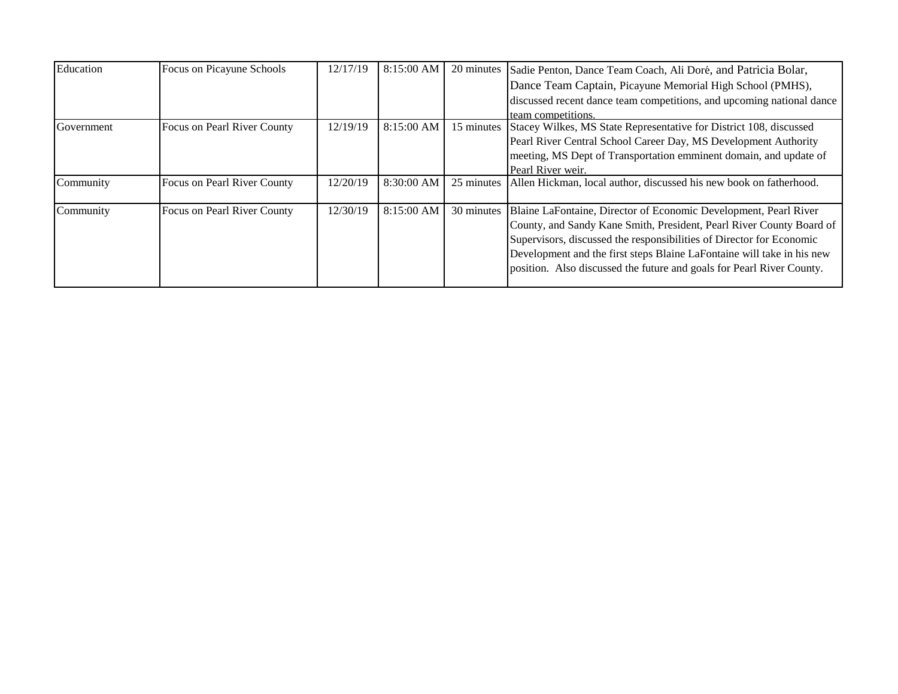| | | | | | |
|---|---|---|---|---|---|
| Education | Focus on Picayune Schools | 12/17/19 | 8:15:00 AM | 20 minutes | Sadie Penton, Dance Team Coach, Ali Doré, and Patricia Bolar, Dance Team Captain, Picayune Memorial High School (PMHS), discussed recent dance team competitions, and upcoming national dance team competitions. |
| Government | Focus on Pearl River County | 12/19/19 | 8:15:00 AM | 15 minutes | Stacey Wilkes, MS State Representative for District 108, discussed Pearl River Central School Career Day, MS Development Authority meeting, MS Dept of Transportation emminent domain, and update of Pearl River weir. |
| Community | Focus on Pearl River County | 12/20/19 | 8:30:00 AM | 25 minutes | Allen Hickman, local author, discussed his new book on fatherhood. |
| Community | Focus on Pearl River County | 12/30/19 | 8:15:00 AM | 30 minutes | Blaine LaFontaine, Director of Economic Development, Pearl River County, and Sandy Kane Smith, President, Pearl River County Board of Supervisors, discussed the responsibilities of Director for Economic Development and the first steps Blaine LaFontaine will take in his new position. Also discussed the future and goals for Pearl River County. |